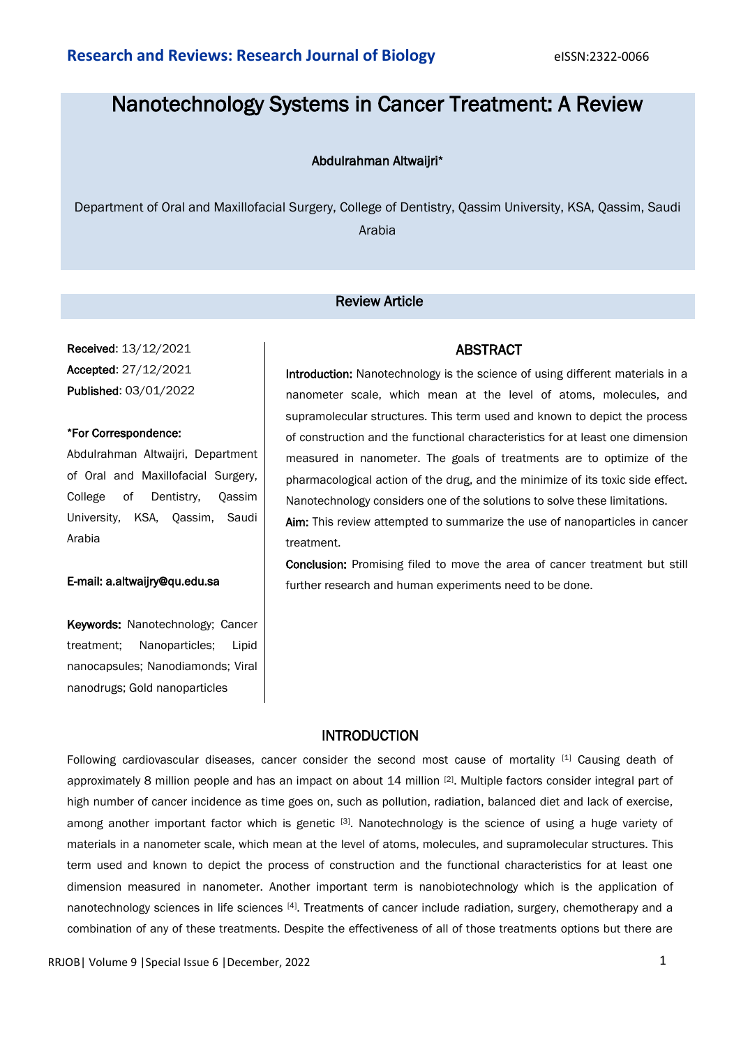# Nanotechnology Systems in Cancer Treatment: A Review

**Abdulrahman Altwaijri***

Department of Oral and Maxillofacial Surgery, College of Dentistry, Qassim University, KSA, Qassim, Saudi Arabia

## Review Article

**Received**: 13/12/2021
**Accepted**: 27/12/2021
**Published**: 03/01/2022

***For Correspondence:**
Abdulrahman Altwaijri, Department of Oral and Maxillofacial Surgery, College of Dentistry, Qassim University, KSA, Qassim, Saudi Arabia

**E-mail: a.altwaijry@qu.edu.sa**

**Keywords:** Nanotechnology; Cancer treatment; Nanoparticles; Lipid nanocapsules; Nanodiamonds; Viral nanodrugs; Gold nanoparticles

## ABSTRACT

**Introduction:** Nanotechnology is the science of using different materials in a nanometer scale, which mean at the level of atoms, molecules, and supramolecular structures. This term used and known to depict the process of construction and the functional characteristics for at least one dimension measured in nanometer. The goals of treatments are to optimize of the pharmacological action of the drug, and the minimize of its toxic side effect. Nanotechnology considers one of the solutions to solve these limitations.

**Aim:** This review attempted to summarize the use of nanoparticles in cancer treatment.

**Conclusion:** Promising filed to move the area of cancer treatment but still further research and human experiments need to be done.

## INTRODUCTION

Following cardiovascular diseases, cancer consider the second most cause of mortality [1] Causing death of approximately 8 million people and has an impact on about 14 million [2]. Multiple factors consider integral part of high number of cancer incidence as time goes on, such as pollution, radiation, balanced diet and lack of exercise, among another important factor which is genetic [3]. Nanotechnology is the science of using a huge variety of materials in a nanometer scale, which mean at the level of atoms, molecules, and supramolecular structures. This term used and known to depict the process of construction and the functional characteristics for at least one dimension measured in nanometer. Another important term is nanobiotechnology which is the application of nanotechnology sciences in life sciences [4]. Treatments of cancer include radiation, surgery, chemotherapy and a combination of any of these treatments. Despite the effectiveness of all of those treatments options but there are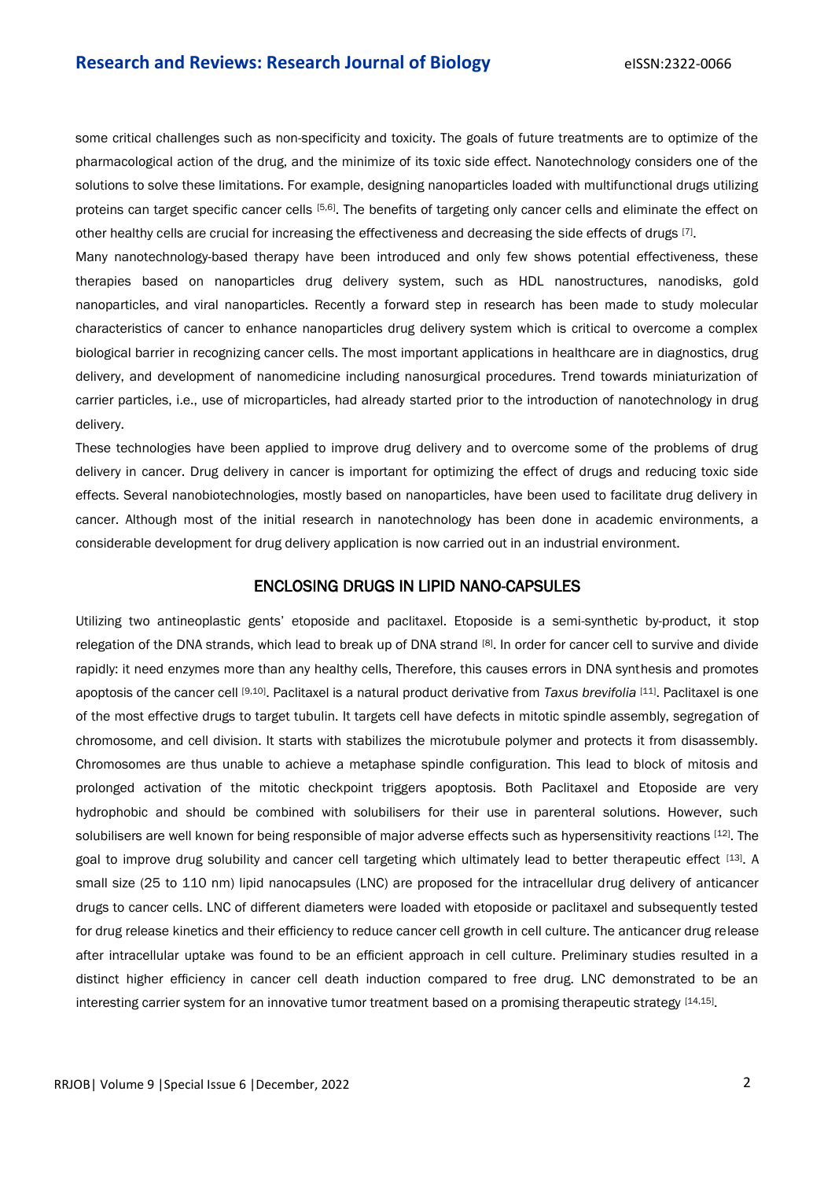some critical challenges such as non-specificity and toxicity. The goals of future treatments are to optimize of the pharmacological action of the drug, and the minimize of its toxic side effect. Nanotechnology considers one of the solutions to solve these limitations. For example, designing nanoparticles loaded with multifunctional drugs utilizing proteins can target specific cancer cells [5,6]. The benefits of targeting only cancer cells and eliminate the effect on other healthy cells are crucial for increasing the effectiveness and decreasing the side effects of drugs [7].

Many nanotechnology-based therapy have been introduced and only few shows potential effectiveness, these therapies based on nanoparticles drug delivery system, such as HDL nanostructures, nanodisks, gold nanoparticles, and viral nanoparticles. Recently a forward step in research has been made to study molecular characteristics of cancer to enhance nanoparticles drug delivery system which is critical to overcome a complex biological barrier in recognizing cancer cells. The most important applications in healthcare are in diagnostics, drug delivery, and development of nanomedicine including nanosurgical procedures. Trend towards miniaturization of carrier particles, i.e., use of microparticles, had already started prior to the introduction of nanotechnology in drug delivery.

These technologies have been applied to improve drug delivery and to overcome some of the problems of drug delivery in cancer. Drug delivery in cancer is important for optimizing the effect of drugs and reducing toxic side effects. Several nanobiotechnologies, mostly based on nanoparticles, have been used to facilitate drug delivery in cancer. Although most of the initial research in nanotechnology has been done in academic environments, a considerable development for drug delivery application is now carried out in an industrial environment.

## ENCLOSING DRUGS IN LIPID NANO-CAPSULES

Utilizing two antineoplastic gents' etoposide and paclitaxel. Etoposide is a semi-synthetic by-product, it stop relegation of the DNA strands, which lead to break up of DNA strand [8]. In order for cancer cell to survive and divide rapidly: it need enzymes more than any healthy cells, Therefore, this causes errors in DNA synthesis and promotes apoptosis of the cancer cell [9,10]. Paclitaxel is a natural product derivative from *Taxus brevifolia* [11]. Paclitaxel is one of the most effective drugs to target tubulin. It targets cell have defects in mitotic spindle assembly, segregation of chromosome, and cell division. It starts with stabilizes the microtubule polymer and protects it from disassembly. Chromosomes are thus unable to achieve a metaphase spindle configuration. This lead to block of mitosis and prolonged activation of the mitotic checkpoint triggers apoptosis. Both Paclitaxel and Etoposide are very hydrophobic and should be combined with solubilisers for their use in parenteral solutions. However, such solubilisers are well known for being responsible of major adverse effects such as hypersensitivity reactions [12]. The goal to improve drug solubility and cancer cell targeting which ultimately lead to better therapeutic effect [13]. A small size (25 to 110 nm) lipid nanocapsules (LNC) are proposed for the intracellular drug delivery of anticancer drugs to cancer cells. LNC of different diameters were loaded with etoposide or paclitaxel and subsequently tested for drug release kinetics and their efficiency to reduce cancer cell growth in cell culture. The anticancer drug release after intracellular uptake was found to be an efficient approach in cell culture. Preliminary studies resulted in a distinct higher efficiency in cancer cell death induction compared to free drug. LNC demonstrated to be an interesting carrier system for an innovative tumor treatment based on a promising therapeutic strategy [14,15].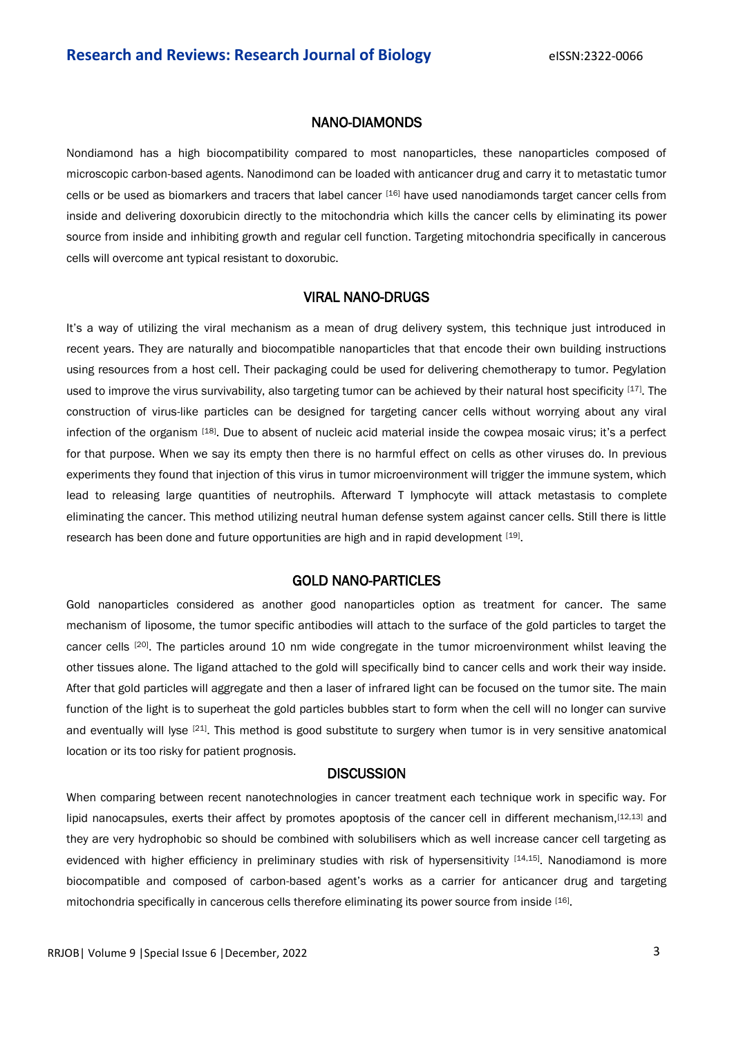## NANO-DIAMONDS

Nondiamond has a high biocompatibility compared to most nanoparticles, these nanoparticles composed of microscopic carbon-based agents. Nanodimond can be loaded with anticancer drug and carry it to metastatic tumor cells or be used as biomarkers and tracers that label cancer [16] have used nanodiamonds target cancer cells from inside and delivering doxorubicin directly to the mitochondria which kills the cancer cells by eliminating its power source from inside and inhibiting growth and regular cell function. Targeting mitochondria specifically in cancerous cells will overcome ant typical resistant to doxorubic.

## VIRAL NANO-DRUGS

It's a way of utilizing the viral mechanism as a mean of drug delivery system, this technique just introduced in recent years. They are naturally and biocompatible nanoparticles that that encode their own building instructions using resources from a host cell. Their packaging could be used for delivering chemotherapy to tumor. Pegylation used to improve the virus survivability, also targeting tumor can be achieved by their natural host specificity [17]. The construction of virus-like particles can be designed for targeting cancer cells without worrying about any viral infection of the organism [18]. Due to absent of nucleic acid material inside the cowpea mosaic virus; it's a perfect for that purpose. When we say its empty then there is no harmful effect on cells as other viruses do. In previous experiments they found that injection of this virus in tumor microenvironment will trigger the immune system, which lead to releasing large quantities of neutrophils. Afterward T lymphocyte will attack metastasis to complete eliminating the cancer. This method utilizing neutral human defense system against cancer cells. Still there is little research has been done and future opportunities are high and in rapid development [19].

## GOLD NANO-PARTICLES

Gold nanoparticles considered as another good nanoparticles option as treatment for cancer. The same mechanism of liposome, the tumor specific antibodies will attach to the surface of the gold particles to target the cancer cells [20]. The particles around 10 nm wide congregate in the tumor microenvironment whilst leaving the other tissues alone. The ligand attached to the gold will specifically bind to cancer cells and work their way inside. After that gold particles will aggregate and then a laser of infrared light can be focused on the tumor site. The main function of the light is to superheat the gold particles bubbles start to form when the cell will no longer can survive and eventually will lyse [21]. This method is good substitute to surgery when tumor is in very sensitive anatomical location or its too risky for patient prognosis.

## DISCUSSION

When comparing between recent nanotechnologies in cancer treatment each technique work in specific way. For lipid nanocapsules, exerts their affect by promotes apoptosis of the cancer cell in different mechanism,[12,13] and they are very hydrophobic so should be combined with solubilisers which as well increase cancer cell targeting as evidenced with higher efficiency in preliminary studies with risk of hypersensitivity [14,15]. Nanodiamond is more biocompatible and composed of carbon-based agent's works as a carrier for anticancer drug and targeting mitochondria specifically in cancerous cells therefore eliminating its power source from inside [16].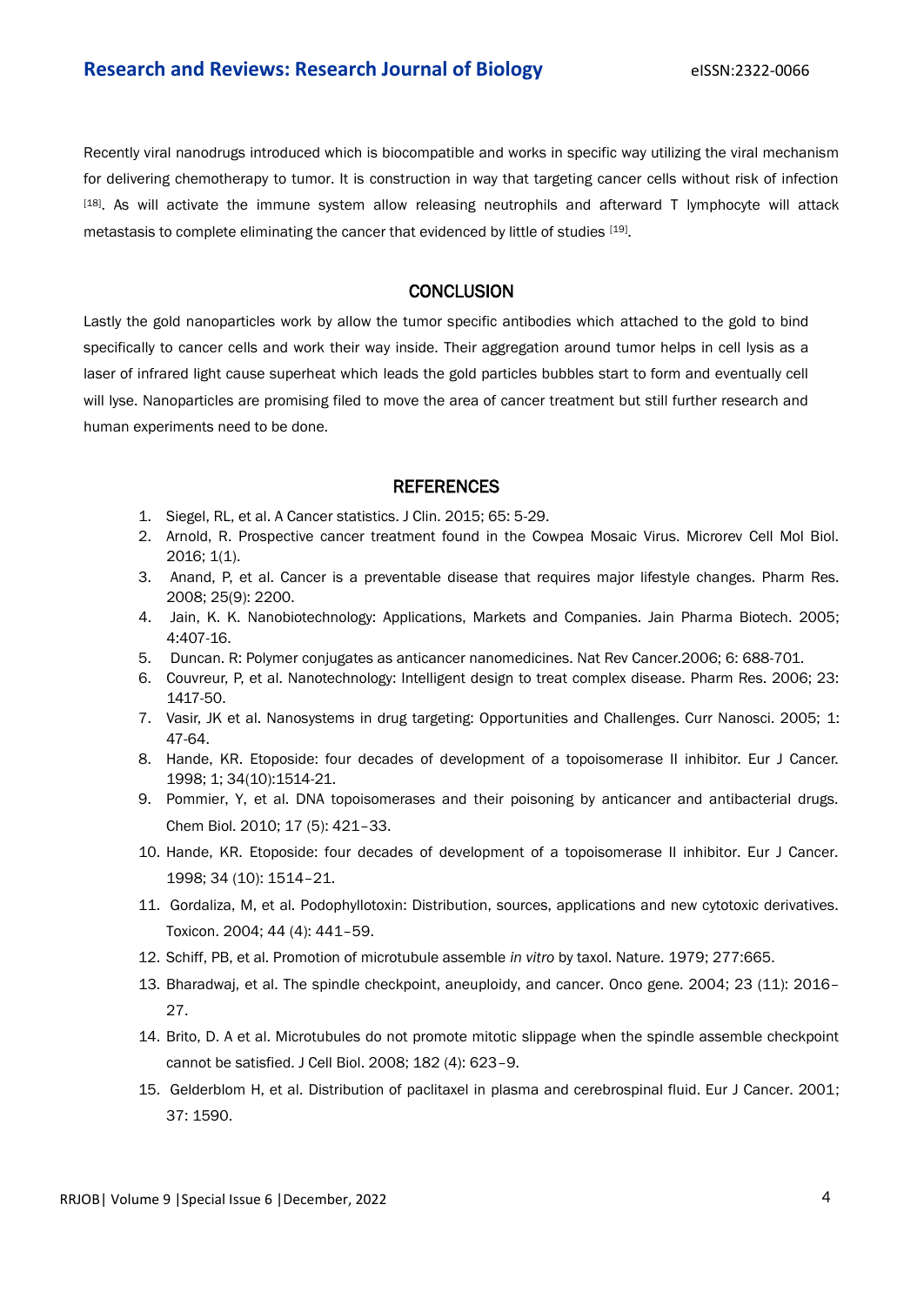Recently viral nanodrugs introduced which is biocompatible and works in specific way utilizing the viral mechanism for delivering chemotherapy to tumor. It is construction in way that targeting cancer cells without risk of infection [18]. As will activate the immune system allow releasing neutrophils and afterward T lymphocyte will attack metastasis to complete eliminating the cancer that evidenced by little of studies [19].

## CONCLUSION

Lastly the gold nanoparticles work by allow the tumor specific antibodies which attached to the gold to bind specifically to cancer cells and work their way inside. Their aggregation around tumor helps in cell lysis as a laser of infrared light cause superheat which leads the gold particles bubbles start to form and eventually cell will lyse. Nanoparticles are promising filed to move the area of cancer treatment but still further research and human experiments need to be done.

## REFERENCES

1. Siegel, RL, et al. A Cancer statistics. J Clin. 2015; 65: 5-29.
2. Arnold, R. Prospective cancer treatment found in the Cowpea Mosaic Virus. Microrev Cell Mol Biol. 2016; 1(1).
3. Anand, P, et al. Cancer is a preventable disease that requires major lifestyle changes. Pharm Res. 2008; 25(9): 2200.
4. Jain, K. K. Nanobiotechnology: Applications, Markets and Companies. Jain Pharma Biotech. 2005; 4:407-16.
5. Duncan. R: Polymer conjugates as anticancer nanomedicines. Nat Rev Cancer.2006; 6: 688-701.
6. Couvreur, P, et al. Nanotechnology: Intelligent design to treat complex disease. Pharm Res. 2006; 23: 1417-50.
7. Vasir, JK et al. Nanosystems in drug targeting: Opportunities and Challenges. Curr Nanosci. 2005; 1: 47-64.
8. Hande, KR. Etoposide: four decades of development of a topoisomerase II inhibitor. Eur J Cancer. 1998; 1; 34(10):1514-21.
9. Pommier, Y, et al. DNA topoisomerases and their poisoning by anticancer and antibacterial drugs. Chem Biol. 2010; 17 (5): 421–33.
10. Hande, KR. Etoposide: four decades of development of a topoisomerase II inhibitor. Eur J Cancer. 1998; 34 (10): 1514–21.
11. Gordaliza, M, et al. Podophyllotoxin: Distribution, sources, applications and new cytotoxic derivatives. Toxicon. 2004; 44 (4): 441–59.
12. Schiff, PB, et al. Promotion of microtubule assemble *in vitro* by taxol. Nature. 1979; 277:665.
13. Bharadwaj, et al. The spindle checkpoint, aneuploidy, and cancer. Onco gene. 2004; 23 (11): 2016–27.
14. Brito, D. A et al. Microtubules do not promote mitotic slippage when the spindle assemble checkpoint cannot be satisfied. J Cell Biol. 2008; 182 (4): 623–9.
15. Gelderblom H, et al. Distribution of paclitaxel in plasma and cerebrospinal fluid. Eur J Cancer. 2001; 37: 1590.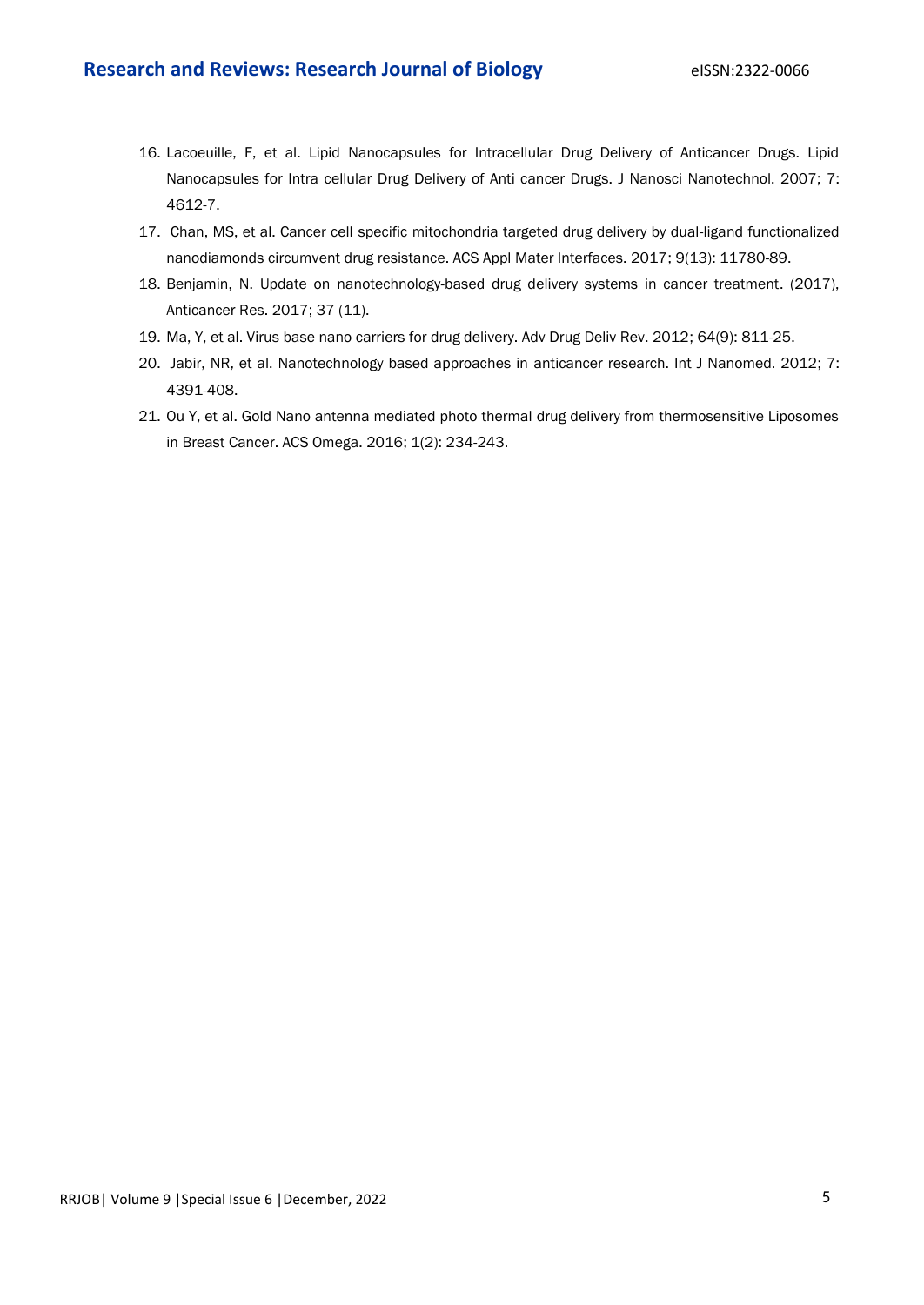16. Lacoeuille, F, et al. Lipid Nanocapsules for Intracellular Drug Delivery of Anticancer Drugs. Lipid Nanocapsules for Intra cellular Drug Delivery of Anti cancer Drugs. J Nanosci Nanotechnol. 2007; 7: 4612-7.
17. Chan, MS, et al. Cancer cell specific mitochondria targeted drug delivery by dual-ligand functionalized nanodiamonds circumvent drug resistance. ACS Appl Mater Interfaces. 2017; 9(13): 11780-89.
18. Benjamin, N. Update on nanotechnology-based drug delivery systems in cancer treatment. (2017), Anticancer Res. 2017; 37 (11).
19. Ma, Y, et al. Virus base nano carriers for drug delivery. Adv Drug Deliv Rev. 2012; 64(9): 811-25.
20. Jabir, NR, et al. Nanotechnology based approaches in anticancer research. Int J Nanomed. 2012; 7: 4391-408.
21. Ou Y, et al. Gold Nano antenna mediated photo thermal drug delivery from thermosensitive Liposomes in Breast Cancer. ACS Omega. 2016; 1(2): 234-243.